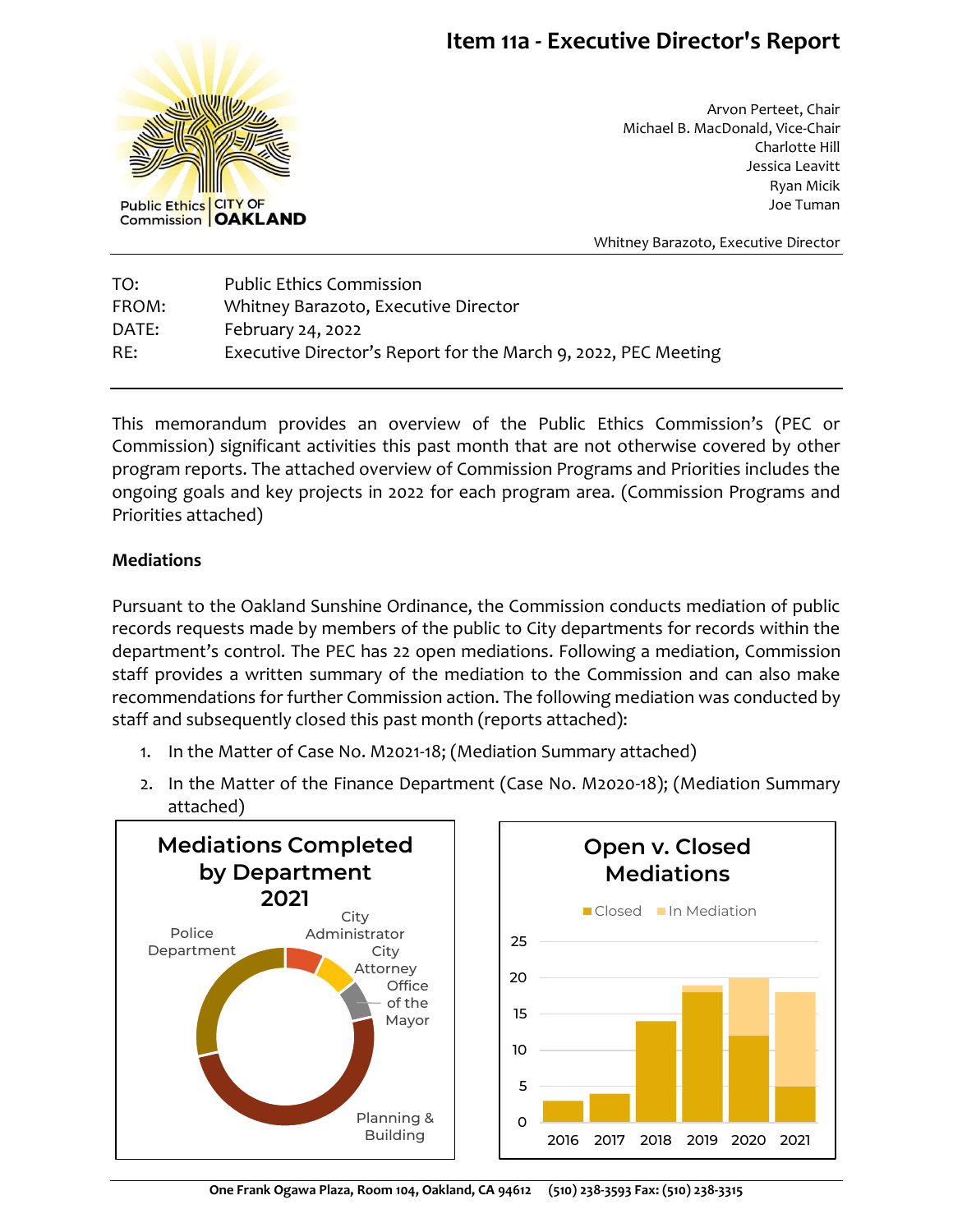# Item 11a - Executive Director's Report

Public Ethics Commission | CITY OF OAKLAND

Arvon Perteet, Chair
Michael B. MacDonald, Vice-Chair
Charlotte Hill
Jessica Leavitt
Ryan Micik
Joe Tuman

Whitney Barazoto, Executive Director

| | |
|---|---|
| TO: | Public Ethics Commission |
| FROM: | Whitney Barazoto, Executive Director |
| DATE: | February 24, 2022 |
| RE: | Executive Director's Report for the March 9, 2022, PEC Meeting |

This memorandum provides an overview of the Public Ethics Commission's (PEC or Commission) significant activities this past month that are not otherwise covered by other program reports. The attached overview of Commission Programs and Priorities includes the ongoing goals and key projects in 2022 for each program area. (Commission Programs and Priorities attached)

**Mediations**

Pursuant to the Oakland Sunshine Ordinance, the Commission conducts mediation of public records requests made by members of the public to City departments for records within the department's control. The PEC has 22 open mediations. Following a mediation, Commission staff provides a written summary of the mediation to the Commission and can also make recommendations for further Commission action. The following mediation was conducted by staff and subsequently closed this past month (reports attached):

1. In the Matter of Case No. M2021-18; (Mediation Summary attached)
2. In the Matter of the Finance Department (Case No. M2020-18); (Mediation Summary attached)

**Mediations Completed by Department 2021**

Police Department; City Administrator; City Attorney; Office of the Mayor; Planning & Building

**Open v. Closed Mediations**

Closed; In Mediation

2016; 2017; 2018; 2019; 2020; 2021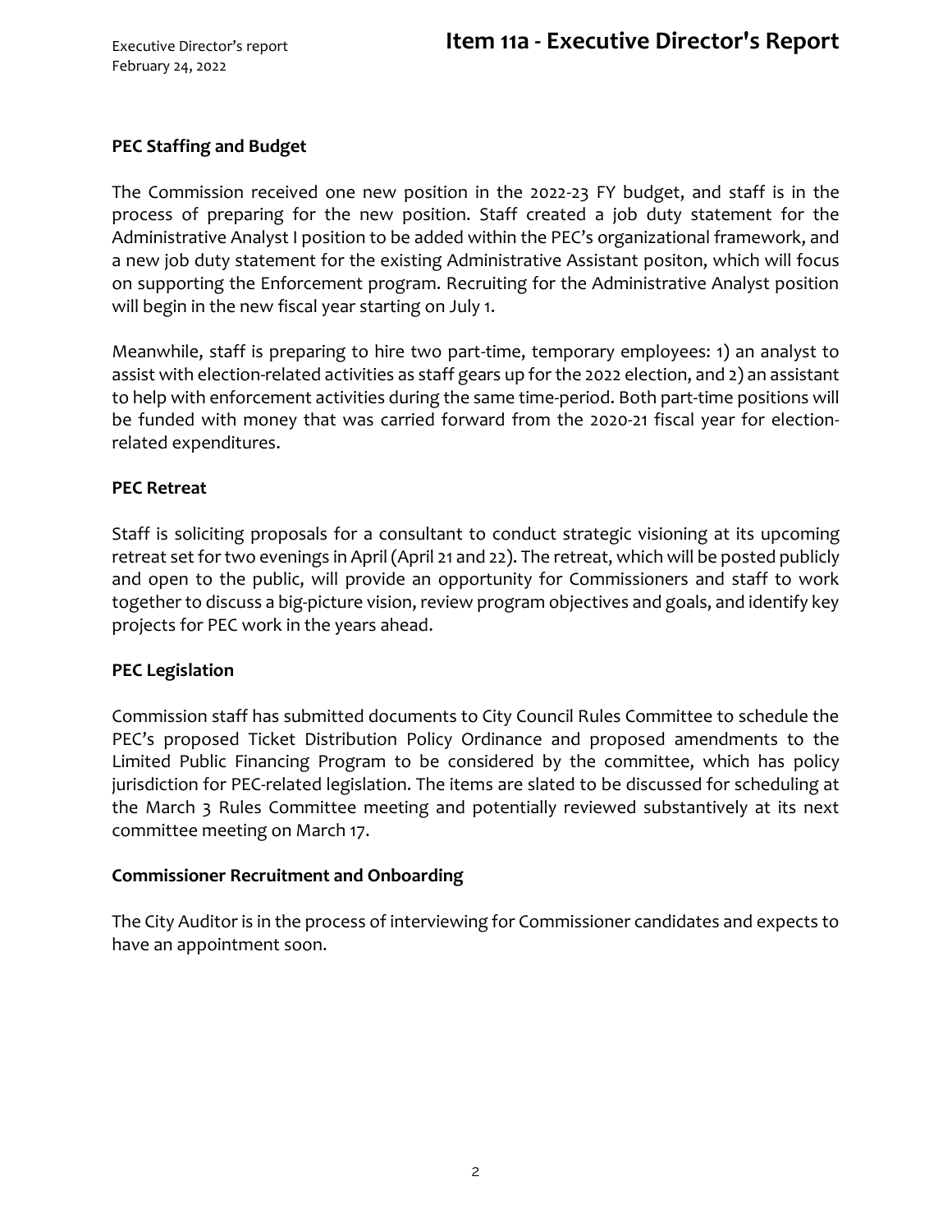## PEC Staffing and Budget

The Commission received one new position in the 2022-23 FY budget, and staff is in the process of preparing for the new position. Staff created a job duty statement for the Administrative Analyst I position to be added within the PEC's organizational framework, and a new job duty statement for the existing Administrative Assistant positon, which will focus on supporting the Enforcement program. Recruiting for the Administrative Analyst position will begin in the new fiscal year starting on July 1.

Meanwhile, staff is preparing to hire two part-time, temporary employees: 1) an analyst to assist with election-related activities as staff gears up for the 2022 election, and 2) an assistant to help with enforcement activities during the same time-period. Both part-time positions will be funded with money that was carried forward from the 2020-21 fiscal year for election-related expenditures.

## PEC Retreat

Staff is soliciting proposals for a consultant to conduct strategic visioning at its upcoming retreat set for two evenings in April (April 21 and 22). The retreat, which will be posted publicly and open to the public, will provide an opportunity for Commissioners and staff to work together to discuss a big-picture vision, review program objectives and goals, and identify key projects for PEC work in the years ahead.

## PEC Legislation

Commission staff has submitted documents to City Council Rules Committee to schedule the PEC's proposed Ticket Distribution Policy Ordinance and proposed amendments to the Limited Public Financing Program to be considered by the committee, which has policy jurisdiction for PEC-related legislation. The items are slated to be discussed for scheduling at the March 3 Rules Committee meeting and potentially reviewed substantively at its next committee meeting on March 17.

## Commissioner Recruitment and Onboarding

The City Auditor is in the process of interviewing for Commissioner candidates and expects to have an appointment soon.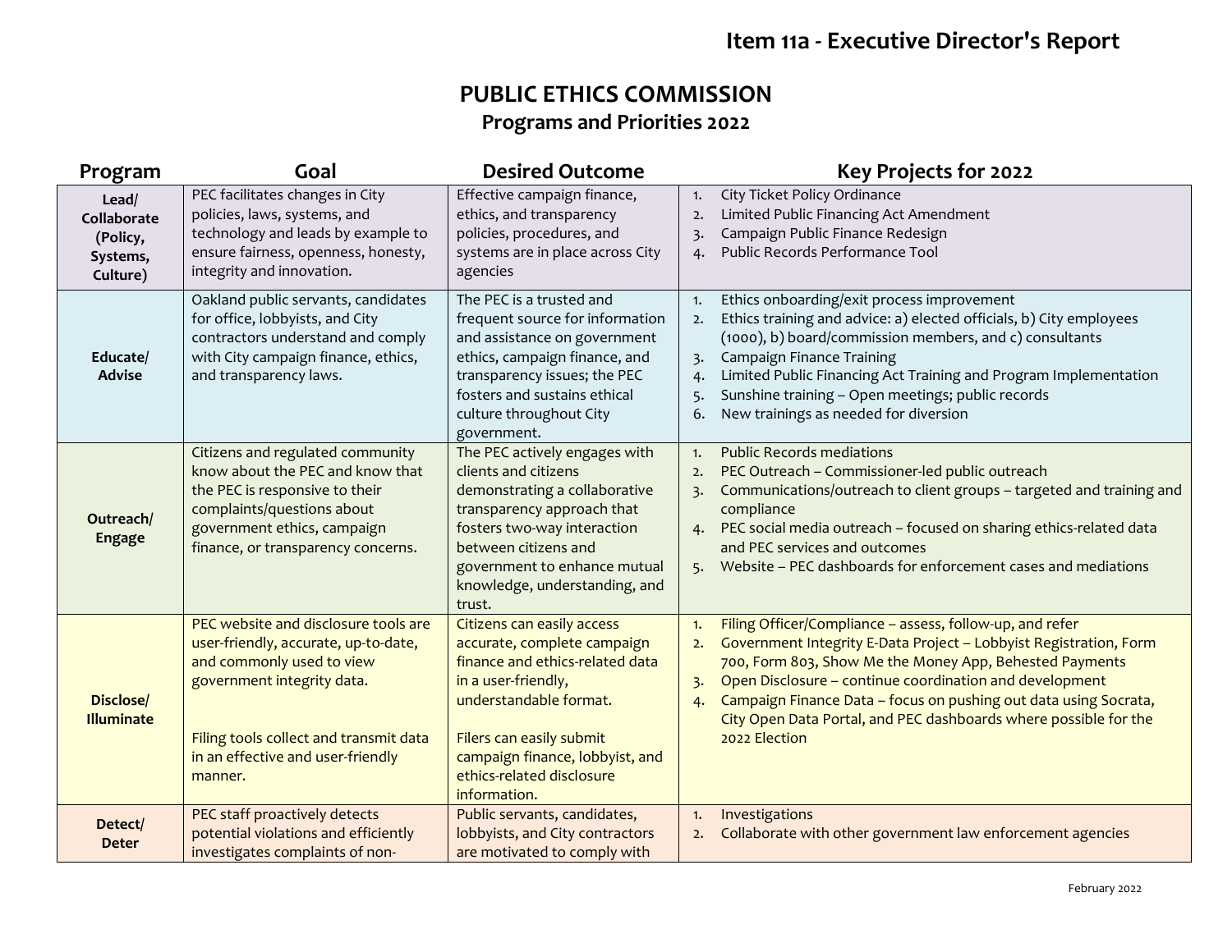# Item 11a - Executive Director's Report

## PUBLIC ETHICS COMMISSION

### Programs and Priorities 2022

| Program | Goal | Desired Outcome | Key Projects for 2022 |
|---|---|---|---|
| **Lead/ Collaborate (Policy, Systems, Culture)** | PEC facilitates changes in City policies, laws, systems, and technology and leads by example to ensure fairness, openness, honesty, integrity and innovation. | Effective campaign finance, ethics, and transparency policies, procedures, and systems are in place across City agencies | 1. City Ticket Policy Ordinance<br>2. Limited Public Financing Act Amendment<br>3. Campaign Public Finance Redesign<br>4. Public Records Performance Tool |
| **Educate/ Advise** | Oakland public servants, candidates for office, lobbyists, and City contractors understand and comply with City campaign finance, ethics, and transparency laws. | The PEC is a trusted and frequent source for information and assistance on government ethics, campaign finance, and transparency issues; the PEC fosters and sustains ethical culture throughout City government. | 1. Ethics onboarding/exit process improvement<br>2. Ethics training and advice: a) elected officials, b) City employees (1000), b) board/commission members, and c) consultants<br>3. Campaign Finance Training<br>4. Limited Public Financing Act Training and Program Implementation<br>5. Sunshine training – Open meetings; public records<br>6. New trainings as needed for diversion |
| **Outreach/ Engage** | Citizens and regulated community know about the PEC and know that the PEC is responsive to their complaints/questions about government ethics, campaign finance, or transparency concerns. | The PEC actively engages with clients and citizens demonstrating a collaborative transparency approach that fosters two-way interaction between citizens and government to enhance mutual knowledge, understanding, and trust. | 1. Public Records mediations<br>2. PEC Outreach – Commissioner-led public outreach<br>3. Communications/outreach to client groups – targeted and training and compliance<br>4. PEC social media outreach – focused on sharing ethics-related data and PEC services and outcomes<br>5. Website – PEC dashboards for enforcement cases and mediations |
| **Disclose/ Illuminate** | PEC website and disclosure tools are user-friendly, accurate, up-to-date, and commonly used to view government integrity data.<br><br>Filing tools collect and transmit data in an effective and user-friendly manner. | Citizens can easily access accurate, complete campaign finance and ethics-related data in a user-friendly, understandable format.<br><br>Filers can easily submit campaign finance, lobbyist, and ethics-related disclosure information. | 1. Filing Officer/Compliance – assess, follow-up, and refer<br>2. Government Integrity E-Data Project – Lobbyist Registration, Form 700, Form 803, Show Me the Money App, Behested Payments<br>3. Open Disclosure – continue coordination and development<br>4. Campaign Finance Data – focus on pushing out data using Socrata, City Open Data Portal, and PEC dashboards where possible for the 2022 Election |
| **Detect/ Deter** | PEC staff proactively detects potential violations and efficiently investigates complaints of non- | Public servants, candidates, lobbyists, and City contractors are motivated to comply with | 1. Investigations<br>2. Collaborate with other government law enforcement agencies |

February 2022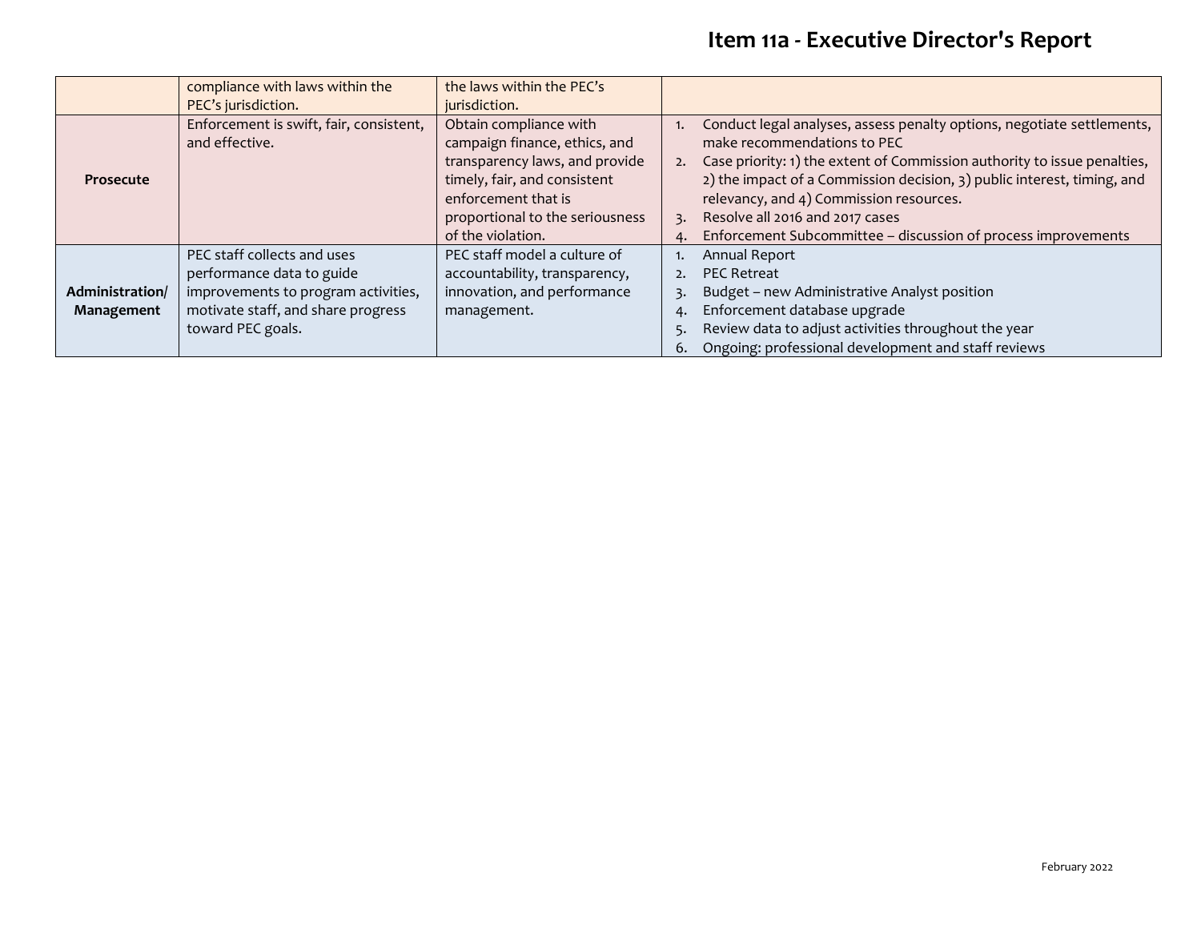| | | | |
|---|---|---|---|
| | compliance with laws within the PEC's jurisdiction. | the laws within the PEC's jurisdiction. | |
| **Prosecute** | Enforcement is swift, fair, consistent, and effective. | Obtain compliance with campaign finance, ethics, and transparency laws, and provide timely, fair, and consistent enforcement that is proportional to the seriousness of the violation. | 1. Conduct legal analyses, assess penalty options, negotiate settlements, make recommendations to PEC<br>2. Case priority: 1) the extent of Commission authority to issue penalties, 2) the impact of a Commission decision, 3) public interest, timing, and relevancy, and 4) Commission resources.<br>3. Resolve all 2016 and 2017 cases<br>4. Enforcement Subcommittee – discussion of process improvements |
| **Administration/ Management** | PEC staff collects and uses performance data to guide improvements to program activities, motivate staff, and share progress toward PEC goals. | PEC staff model a culture of accountability, transparency, innovation, and performance management. | 1. Annual Report<br>2. PEC Retreat<br>3. Budget – new Administrative Analyst position<br>4. Enforcement database upgrade<br>5. Review data to adjust activities throughout the year<br>6. Ongoing: professional development and staff reviews |